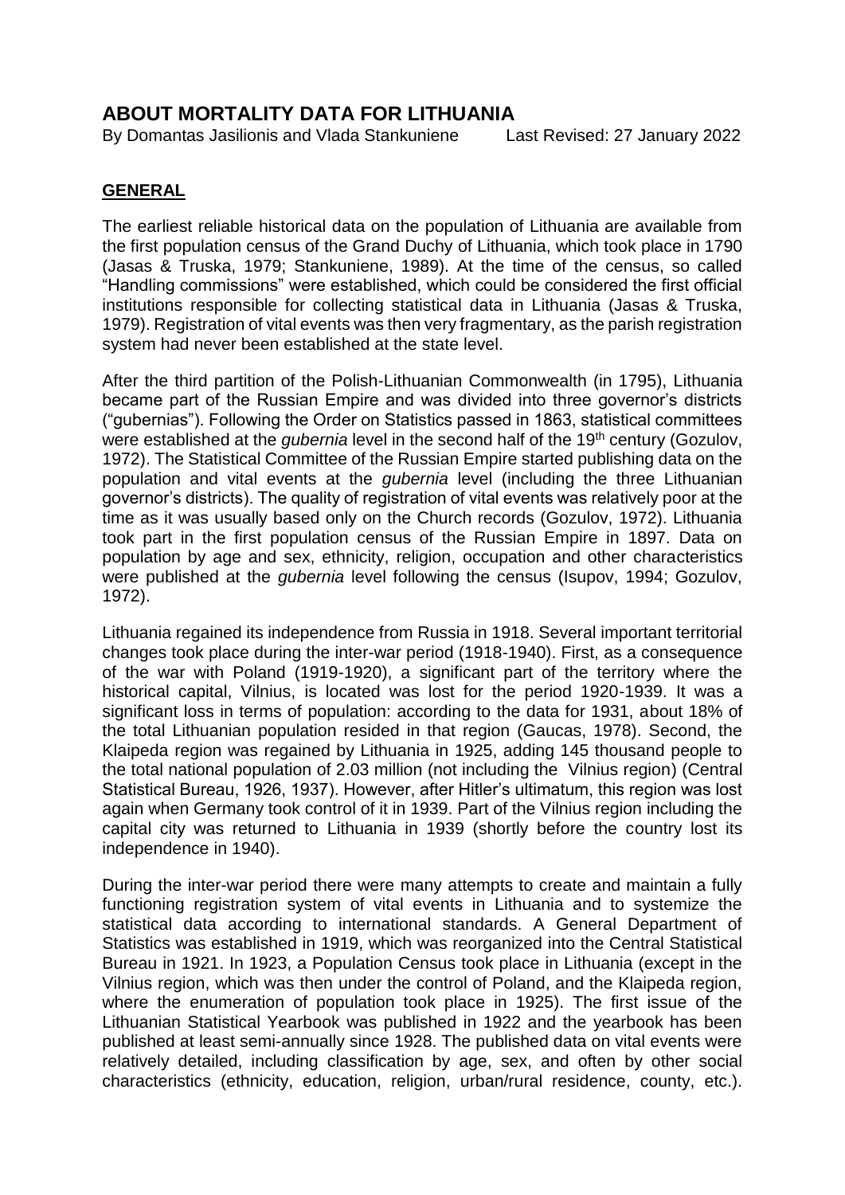# ABOUT MORTALITY DATA FOR LITHUANIA

By Domantas Jasilionis and Vlada Stankuniene    Last Revised: 27 January 2022

## GENERAL

The earliest reliable historical data on the population of Lithuania are available from the first population census of the Grand Duchy of Lithuania, which took place in 1790 (Jasas & Truska, 1979; Stankuniene, 1989). At the time of the census, so called "Handling commissions" were established, which could be considered the first official institutions responsible for collecting statistical data in Lithuania (Jasas & Truska, 1979). Registration of vital events was then very fragmentary, as the parish registration system had never been established at the state level.

After the third partition of the Polish-Lithuanian Commonwealth (in 1795), Lithuania became part of the Russian Empire and was divided into three governor's districts ("gubernias"). Following the Order on Statistics passed in 1863, statistical committees were established at the *gubernia* level in the second half of the 19th century (Gozulov, 1972). The Statistical Committee of the Russian Empire started publishing data on the population and vital events at the *gubernia* level (including the three Lithuanian governor's districts). The quality of registration of vital events was relatively poor at the time as it was usually based only on the Church records (Gozulov, 1972). Lithuania took part in the first population census of the Russian Empire in 1897. Data on population by age and sex, ethnicity, religion, occupation and other characteristics were published at the *gubernia* level following the census (Isupov, 1994; Gozulov, 1972).

Lithuania regained its independence from Russia in 1918. Several important territorial changes took place during the inter-war period (1918-1940). First, as a consequence of the war with Poland (1919-1920), a significant part of the territory where the historical capital, Vilnius, is located was lost for the period 1920-1939. It was a significant loss in terms of population: according to the data for 1931, about 18% of the total Lithuanian population resided in that region (Gaucas, 1978). Second, the Klaipeda region was regained by Lithuania in 1925, adding 145 thousand people to the total national population of 2.03 million (not including the Vilnius region) (Central Statistical Bureau, 1926, 1937). However, after Hitler's ultimatum, this region was lost again when Germany took control of it in 1939. Part of the Vilnius region including the capital city was returned to Lithuania in 1939 (shortly before the country lost its independence in 1940).

During the inter-war period there were many attempts to create and maintain a fully functioning registration system of vital events in Lithuania and to systemize the statistical data according to international standards. A General Department of Statistics was established in 1919, which was reorganized into the Central Statistical Bureau in 1921. In 1923, a Population Census took place in Lithuania (except in the Vilnius region, which was then under the control of Poland, and the Klaipeda region, where the enumeration of population took place in 1925). The first issue of the Lithuanian Statistical Yearbook was published in 1922 and the yearbook has been published at least semi-annually since 1928. The published data on vital events were relatively detailed, including classification by age, sex, and often by other social characteristics (ethnicity, education, religion, urban/rural residence, county, etc.).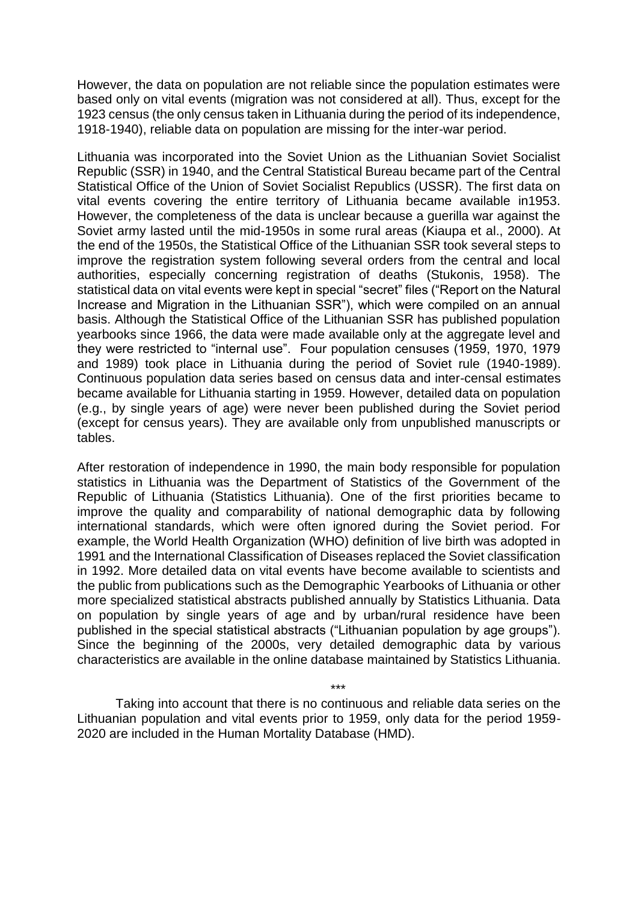However, the data on population are not reliable since the population estimates were based only on vital events (migration was not considered at all). Thus, except for the 1923 census (the only census taken in Lithuania during the period of its independence, 1918-1940), reliable data on population are missing for the inter-war period.

Lithuania was incorporated into the Soviet Union as the Lithuanian Soviet Socialist Republic (SSR) in 1940, and the Central Statistical Bureau became part of the Central Statistical Office of the Union of Soviet Socialist Republics (USSR). The first data on vital events covering the entire territory of Lithuania became available in1953. However, the completeness of the data is unclear because a guerilla war against the Soviet army lasted until the mid-1950s in some rural areas (Kiaupa et al., 2000). At the end of the 1950s, the Statistical Office of the Lithuanian SSR took several steps to improve the registration system following several orders from the central and local authorities, especially concerning registration of deaths (Stukonis, 1958). The statistical data on vital events were kept in special "secret" files ("Report on the Natural Increase and Migration in the Lithuanian SSR"), which were compiled on an annual basis. Although the Statistical Office of the Lithuanian SSR has published population yearbooks since 1966, the data were made available only at the aggregate level and they were restricted to "internal use". Four population censuses (1959, 1970, 1979 and 1989) took place in Lithuania during the period of Soviet rule (1940-1989). Continuous population data series based on census data and inter-censal estimates became available for Lithuania starting in 1959. However, detailed data on population (e.g., by single years of age) were never been published during the Soviet period (except for census years). They are available only from unpublished manuscripts or tables.

After restoration of independence in 1990, the main body responsible for population statistics in Lithuania was the Department of Statistics of the Government of the Republic of Lithuania (Statistics Lithuania). One of the first priorities became to improve the quality and comparability of national demographic data by following international standards, which were often ignored during the Soviet period. For example, the World Health Organization (WHO) definition of live birth was adopted in 1991 and the International Classification of Diseases replaced the Soviet classification in 1992. More detailed data on vital events have become available to scientists and the public from publications such as the Demographic Yearbooks of Lithuania or other more specialized statistical abstracts published annually by Statistics Lithuania. Data on population by single years of age and by urban/rural residence have been published in the special statistical abstracts ("Lithuanian population by age groups"). Since the beginning of the 2000s, very detailed demographic data by various characteristics are available in the online database maintained by Statistics Lithuania.

\*\*\*

Taking into account that there is no continuous and reliable data series on the Lithuanian population and vital events prior to 1959, only data for the period 1959-2020 are included in the Human Mortality Database (HMD).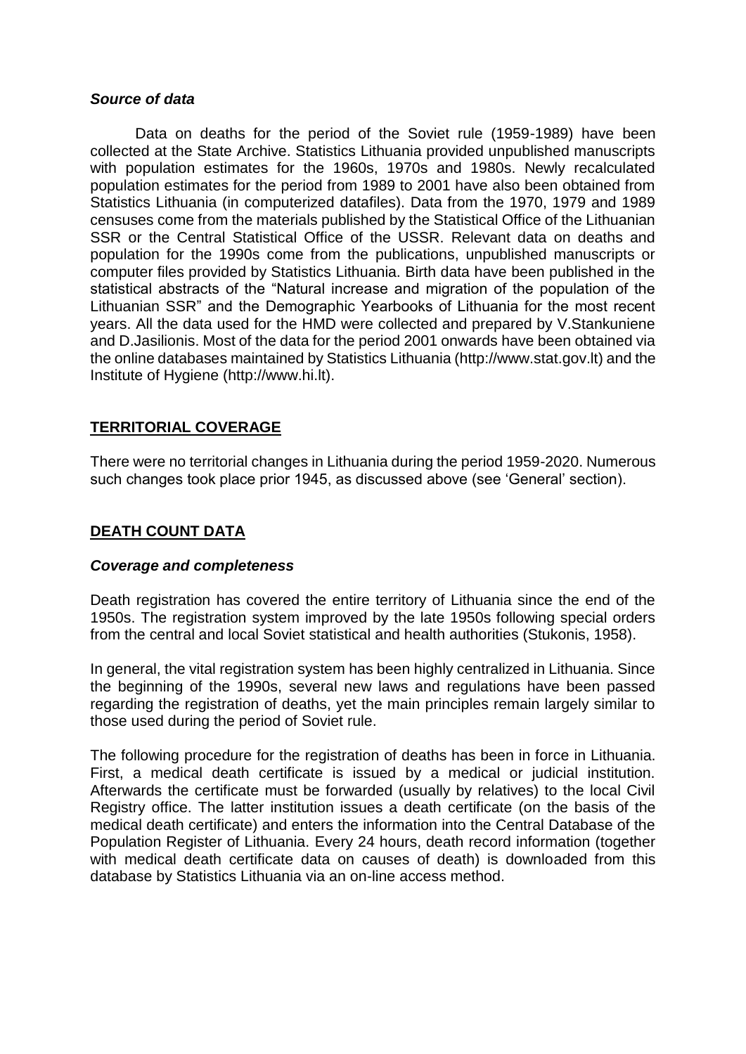***Source of data***

Data on deaths for the period of the Soviet rule (1959-1989) have been collected at the State Archive. Statistics Lithuania provided unpublished manuscripts with population estimates for the 1960s, 1970s and 1980s. Newly recalculated population estimates for the period from 1989 to 2001 have also been obtained from Statistics Lithuania (in computerized datafiles). Data from the 1970, 1979 and 1989 censuses come from the materials published by the Statistical Office of the Lithuanian SSR or the Central Statistical Office of the USSR. Relevant data on deaths and population for the 1990s come from the publications, unpublished manuscripts or computer files provided by Statistics Lithuania. Birth data have been published in the statistical abstracts of the "Natural increase and migration of the population of the Lithuanian SSR" and the Demographic Yearbooks of Lithuania for the most recent years. All the data used for the HMD were collected and prepared by V.Stankuniene and D.Jasilionis. Most of the data for the period 2001 onwards have been obtained via the online databases maintained by Statistics Lithuania (http://www.stat.gov.lt) and the Institute of Hygiene (http://www.hi.lt).

## TERRITORIAL COVERAGE

There were no territorial changes in Lithuania during the period 1959-2020. Numerous such changes took place prior 1945, as discussed above (see 'General' section).

## DEATH COUNT DATA

***Coverage and completeness***

Death registration has covered the entire territory of Lithuania since the end of the 1950s. The registration system improved by the late 1950s following special orders from the central and local Soviet statistical and health authorities (Stukonis, 1958).

In general, the vital registration system has been highly centralized in Lithuania. Since the beginning of the 1990s, several new laws and regulations have been passed regarding the registration of deaths, yet the main principles remain largely similar to those used during the period of Soviet rule.

The following procedure for the registration of deaths has been in force in Lithuania. First, a medical death certificate is issued by a medical or judicial institution. Afterwards the certificate must be forwarded (usually by relatives) to the local Civil Registry office. The latter institution issues a death certificate (on the basis of the medical death certificate) and enters the information into the Central Database of the Population Register of Lithuania. Every 24 hours, death record information (together with medical death certificate data on causes of death) is downloaded from this database by Statistics Lithuania via an on-line access method.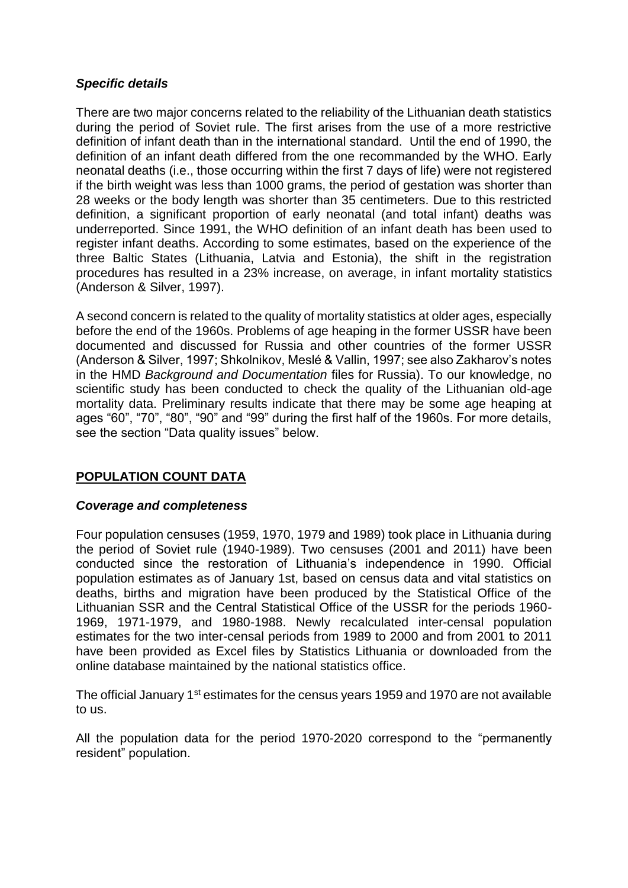### *Specific details*

There are two major concerns related to the reliability of the Lithuanian death statistics during the period of Soviet rule. The first arises from the use of a more restrictive definition of infant death than in the international standard. Until the end of 1990, the definition of an infant death differed from the one recommanded by the WHO. Early neonatal deaths (i.e., those occurring within the first 7 days of life) were not registered if the birth weight was less than 1000 grams, the period of gestation was shorter than 28 weeks or the body length was shorter than 35 centimeters. Due to this restricted definition, a significant proportion of early neonatal (and total infant) deaths was underreported. Since 1991, the WHO definition of an infant death has been used to register infant deaths. According to some estimates, based on the experience of the three Baltic States (Lithuania, Latvia and Estonia), the shift in the registration procedures has resulted in a 23% increase, on average, in infant mortality statistics (Anderson & Silver, 1997).

A second concern is related to the quality of mortality statistics at older ages, especially before the end of the 1960s. Problems of age heaping in the former USSR have been documented and discussed for Russia and other countries of the former USSR (Anderson & Silver, 1997; Shkolnikov, Meslé & Vallin, 1997; see also Zakharov's notes in the HMD *Background and Documentation* files for Russia). To our knowledge, no scientific study has been conducted to check the quality of the Lithuanian old-age mortality data. Preliminary results indicate that there may be some age heaping at ages "60", "70", "80", "90" and "99" during the first half of the 1960s. For more details, see the section "Data quality issues" below.

## POPULATION COUNT DATA

### *Coverage and completeness*

Four population censuses (1959, 1970, 1979 and 1989) took place in Lithuania during the period of Soviet rule (1940-1989). Two censuses (2001 and 2011) have been conducted since the restoration of Lithuania's independence in 1990. Official population estimates as of January 1st, based on census data and vital statistics on deaths, births and migration have been produced by the Statistical Office of the Lithuanian SSR and the Central Statistical Office of the USSR for the periods 1960-1969, 1971-1979, and 1980-1988. Newly recalculated inter-censal population estimates for the two inter-censal periods from 1989 to 2000 and from 2001 to 2011 have been provided as Excel files by Statistics Lithuania or downloaded from the online database maintained by the national statistics office.

The official January 1st estimates for the census years 1959 and 1970 are not available to us.

All the population data for the period 1970-2020 correspond to the "permanently resident" population.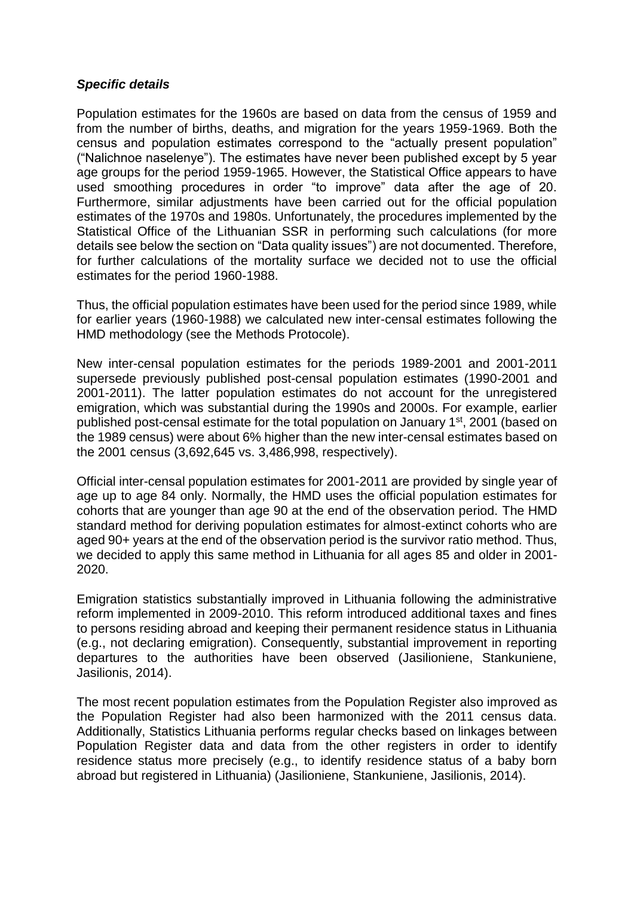***Specific details***

Population estimates for the 1960s are based on data from the census of 1959 and from the number of births, deaths, and migration for the years 1959-1969. Both the census and population estimates correspond to the "actually present population" ("Nalichnoe naselenye"). The estimates have never been published except by 5 year age groups for the period 1959-1965. However, the Statistical Office appears to have used smoothing procedures in order "to improve" data after the age of 20. Furthermore, similar adjustments have been carried out for the official population estimates of the 1970s and 1980s. Unfortunately, the procedures implemented by the Statistical Office of the Lithuanian SSR in performing such calculations (for more details see below the section on "Data quality issues") are not documented. Therefore, for further calculations of the mortality surface we decided not to use the official estimates for the period 1960-1988.

Thus, the official population estimates have been used for the period since 1989, while for earlier years (1960-1988) we calculated new inter-censal estimates following the HMD methodology (see the Methods Protocole).

New inter-censal population estimates for the periods 1989-2001 and 2001-2011 supersede previously published post-censal population estimates (1990-2001 and 2001-2011). The latter population estimates do not account for the unregistered emigration, which was substantial during the 1990s and 2000s. For example, earlier published post-censal estimate for the total population on January 1st, 2001 (based on the 1989 census) were about 6% higher than the new inter-censal estimates based on the 2001 census (3,692,645 vs. 3,486,998, respectively).

Official inter-censal population estimates for 2001-2011 are provided by single year of age up to age 84 only. Normally, the HMD uses the official population estimates for cohorts that are younger than age 90 at the end of the observation period. The HMD standard method for deriving population estimates for almost-extinct cohorts who are aged 90+ years at the end of the observation period is the survivor ratio method. Thus, we decided to apply this same method in Lithuania for all ages 85 and older in 2001-2020.

Emigration statistics substantially improved in Lithuania following the administrative reform implemented in 2009-2010. This reform introduced additional taxes and fines to persons residing abroad and keeping their permanent residence status in Lithuania (e.g., not declaring emigration). Consequently, substantial improvement in reporting departures to the authorities have been observed (Jasilioniene, Stankuniene, Jasilionis, 2014).

The most recent population estimates from the Population Register also improved as the Population Register had also been harmonized with the 2011 census data. Additionally, Statistics Lithuania performs regular checks based on linkages between Population Register data and data from the other registers in order to identify residence status more precisely (e.g., to identify residence status of a baby born abroad but registered in Lithuania) (Jasilioniene, Stankuniene, Jasilionis, 2014).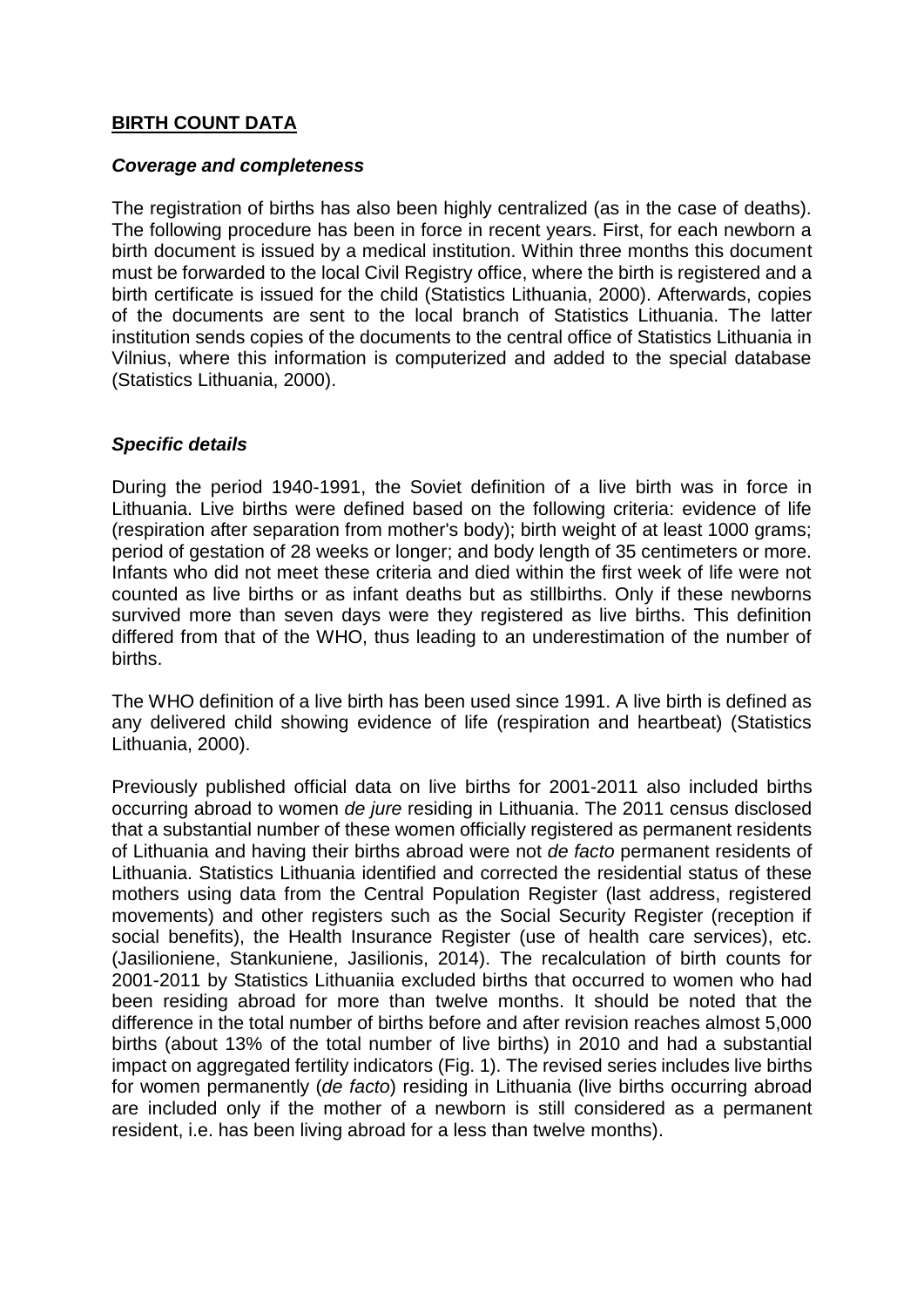## **BIRTH COUNT DATA**

### ***Coverage and completeness***

The registration of births has also been highly centralized (as in the case of deaths). The following procedure has been in force in recent years. First, for each newborn a birth document is issued by a medical institution. Within three months this document must be forwarded to the local Civil Registry office, where the birth is registered and a birth certificate is issued for the child (Statistics Lithuania, 2000). Afterwards, copies of the documents are sent to the local branch of Statistics Lithuania. The latter institution sends copies of the documents to the central office of Statistics Lithuania in Vilnius, where this information is computerized and added to the special database (Statistics Lithuania, 2000).

### ***Specific details***

During the period 1940-1991, the Soviet definition of a live birth was in force in Lithuania. Live births were defined based on the following criteria: evidence of life (respiration after separation from mother's body); birth weight of at least 1000 grams; period of gestation of 28 weeks or longer; and body length of 35 centimeters or more. Infants who did not meet these criteria and died within the first week of life were not counted as live births or as infant deaths but as stillbirths. Only if these newborns survived more than seven days were they registered as live births. This definition differed from that of the WHO, thus leading to an underestimation of the number of births.

The WHO definition of a live birth has been used since 1991. A live birth is defined as any delivered child showing evidence of life (respiration and heartbeat) (Statistics Lithuania, 2000).

Previously published official data on live births for 2001-2011 also included births occurring abroad to women *de jure* residing in Lithuania. The 2011 census disclosed that a substantial number of these women officially registered as permanent residents of Lithuania and having their births abroad were not *de facto* permanent residents of Lithuania. Statistics Lithuania identified and corrected the residential status of these mothers using data from the Central Population Register (last address, registered movements) and other registers such as the Social Security Register (reception if social benefits), the Health Insurance Register (use of health care services), etc. (Jasilioniene, Stankuniene, Jasilionis, 2014). The recalculation of birth counts for 2001-2011 by Statistics Lithuaniia excluded births that occurred to women who had been residing abroad for more than twelve months. It should be noted that the difference in the total number of births before and after revision reaches almost 5,000 births (about 13% of the total number of live births) in 2010 and had a substantial impact on aggregated fertility indicators (Fig. 1). The revised series includes live births for women permanently (*de facto*) residing in Lithuania (live births occurring abroad are included only if the mother of a newborn is still considered as a permanent resident, i.e. has been living abroad for a less than twelve months).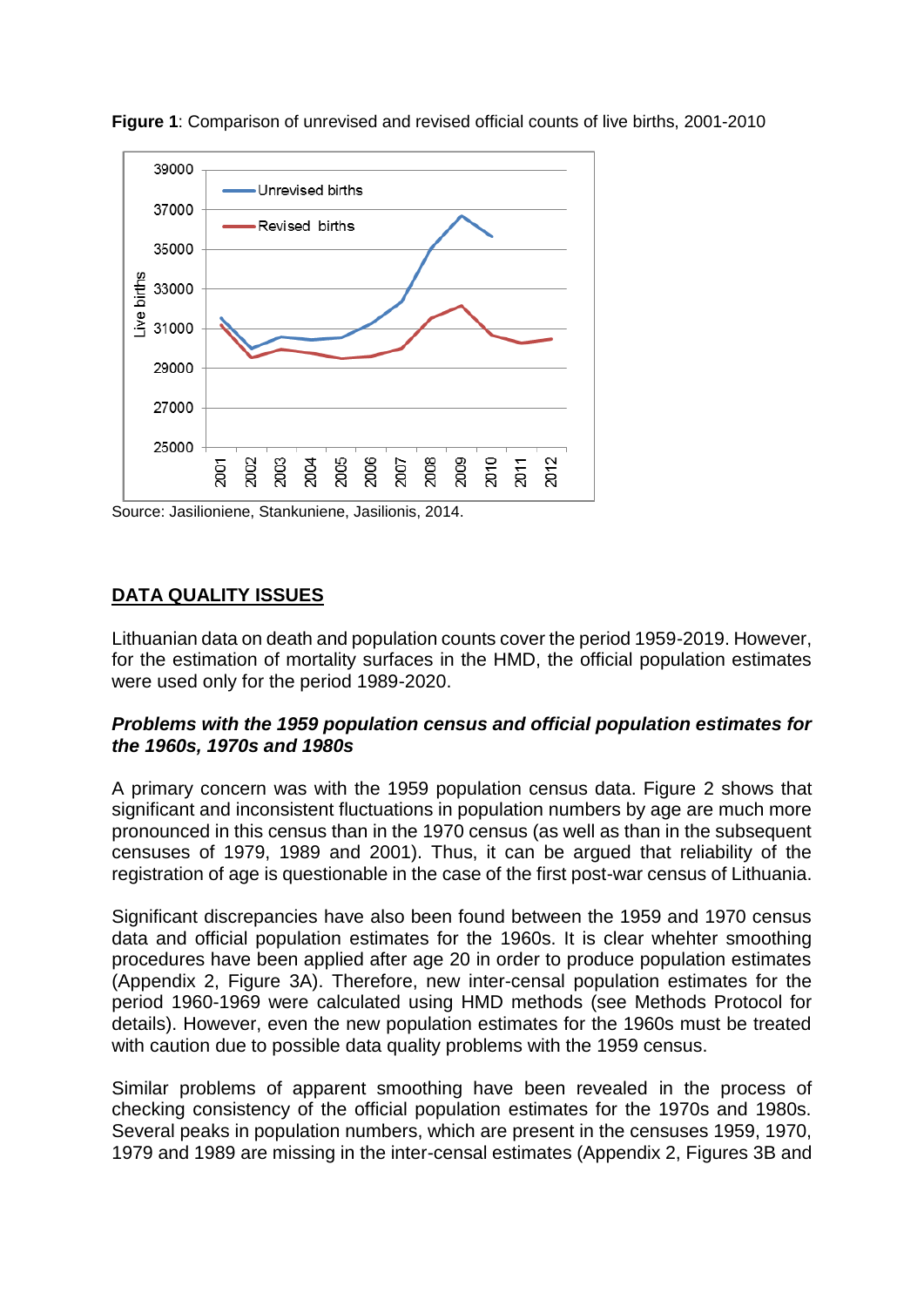**Figure 1**: Comparison of unrevised and revised official counts of live births, 2001-2010

Source: Jasilioniene, Stankuniene, Jasilionis, 2014.

## DATA QUALITY ISSUES

Lithuanian data on death and population counts cover the period 1959-2019. However, for the estimation of mortality surfaces in the HMD, the official population estimates were used only for the period 1989-2020.

### *Problems with the 1959 population census and official population estimates for the 1960s, 1970s and 1980s*

A primary concern was with the 1959 population census data. Figure 2 shows that significant and inconsistent fluctuations in population numbers by age are much more pronounced in this census than in the 1970 census (as well as than in the subsequent censuses of 1979, 1989 and 2001). Thus, it can be argued that reliability of the registration of age is questionable in the case of the first post-war census of Lithuania.

Significant discrepancies have also been found between the 1959 and 1970 census data and official population estimates for the 1960s. It is clear whehter smoothing procedures have been applied after age 20 in order to produce population estimates (Appendix 2, Figure 3A). Therefore, new inter-censal population estimates for the period 1960-1969 were calculated using HMD methods (see Methods Protocol for details). However, even the new population estimates for the 1960s must be treated with caution due to possible data quality problems with the 1959 census.

Similar problems of apparent smoothing have been revealed in the process of checking consistency of the official population estimates for the 1970s and 1980s. Several peaks in population numbers, which are present in the censuses 1959, 1970, 1979 and 1989 are missing in the inter-censal estimates (Appendix 2, Figures 3B and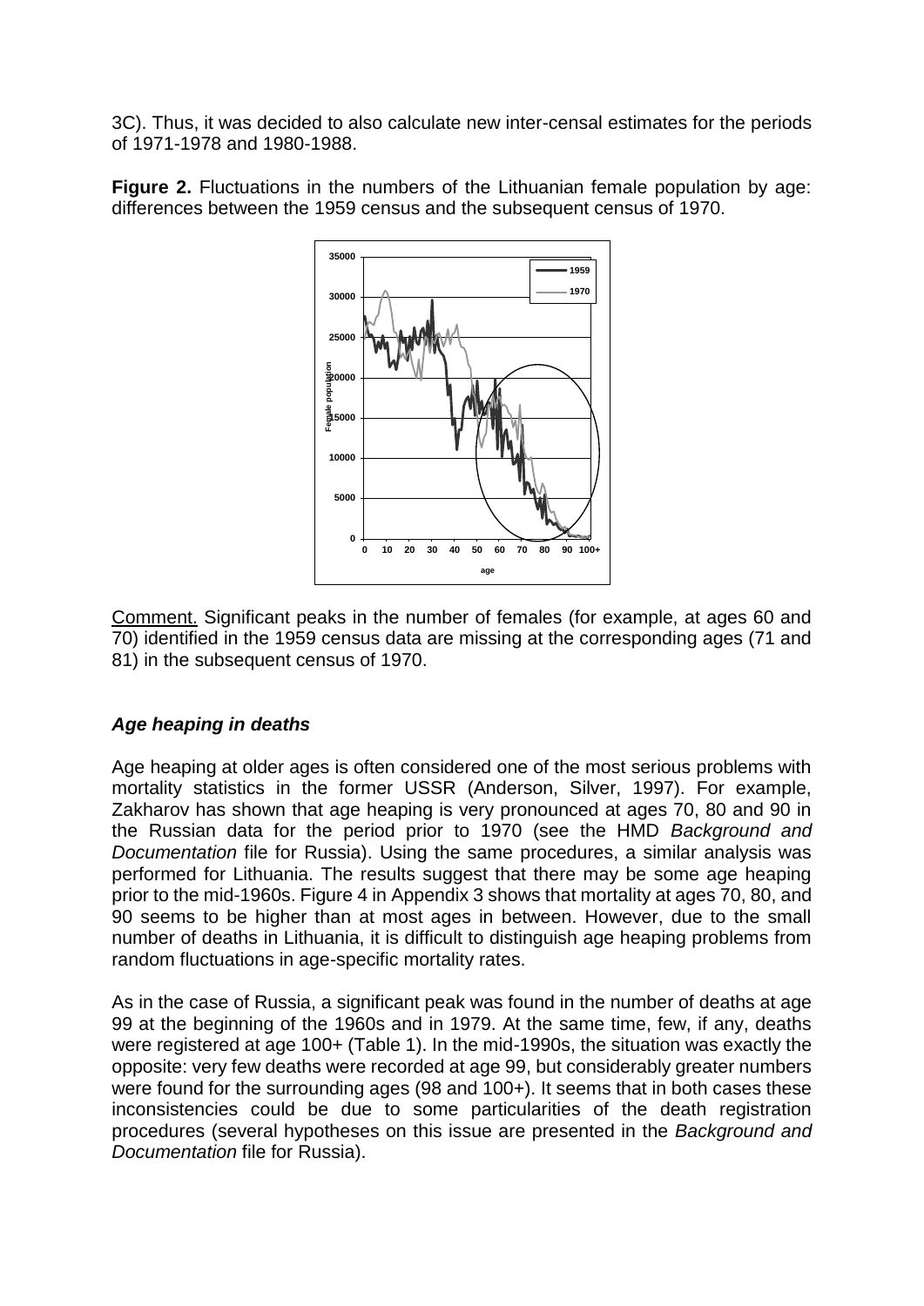3C). Thus, it was decided to also calculate new inter-censal estimates for the periods of 1971-1978 and 1980-1988.

**Figure 2.** Fluctuations in the numbers of the Lithuanian female population by age: differences between the 1959 census and the subsequent census of 1970.

Comment. Significant peaks in the number of females (for example, at ages 60 and 70) identified in the 1959 census data are missing at the corresponding ages (71 and 81) in the subsequent census of 1970.

### *Age heaping in deaths*

Age heaping at older ages is often considered one of the most serious problems with mortality statistics in the former USSR (Anderson, Silver, 1997). For example, Zakharov has shown that age heaping is very pronounced at ages 70, 80 and 90 in the Russian data for the period prior to 1970 (see the HMD *Background and Documentation* file for Russia). Using the same procedures, a similar analysis was performed for Lithuania. The results suggest that there may be some age heaping prior to the mid-1960s. Figure 4 in Appendix 3 shows that mortality at ages 70, 80, and 90 seems to be higher than at most ages in between. However, due to the small number of deaths in Lithuania, it is difficult to distinguish age heaping problems from random fluctuations in age-specific mortality rates.

As in the case of Russia, a significant peak was found in the number of deaths at age 99 at the beginning of the 1960s and in 1979. At the same time, few, if any, deaths were registered at age 100+ (Table 1). In the mid-1990s, the situation was exactly the opposite: very few deaths were recorded at age 99, but considerably greater numbers were found for the surrounding ages (98 and 100+). It seems that in both cases these inconsistencies could be due to some particularities of the death registration procedures (several hypotheses on this issue are presented in the *Background and Documentation* file for Russia).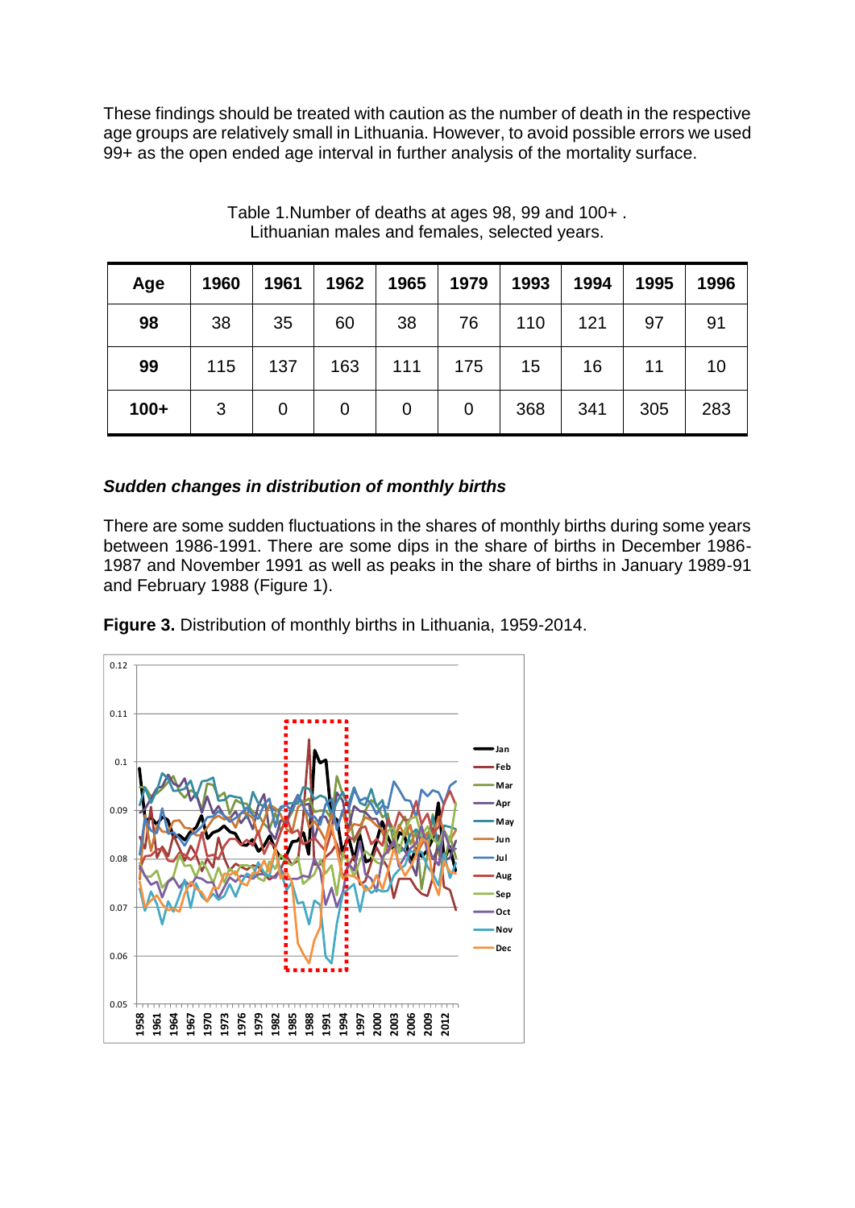These findings should be treated with caution as the number of death in the respective age groups are relatively small in Lithuania. However, to avoid possible errors we used 99+ as the open ended age interval in further analysis of the mortality surface.

Table 1.Number of deaths at ages 98, 99 and 100+ . Lithuanian males and females, selected years.

| Age | 1960 | 1961 | 1962 | 1965 | 1979 | 1993 | 1994 | 1995 | 1996 |
|---|---|---|---|---|---|---|---|---|---|
| **98** | 38 | 35 | 60 | 38 | 76 | 110 | 121 | 97 | 91 |
| **99** | 115 | 137 | 163 | 111 | 175 | 15 | 16 | 11 | 10 |
| **100+** | 3 | 0 | 0 | 0 | 0 | 368 | 341 | 305 | 283 |

### *Sudden changes in distribution of monthly births*

There are some sudden fluctuations in the shares of monthly births during some years between 1986-1991. There are some dips in the share of births in December 1986-1987 and November 1991 as well as peaks in the share of births in January 1989-91 and February 1988 (Figure 1).

**Figure 3.** Distribution of monthly births in Lithuania, 1959-2014.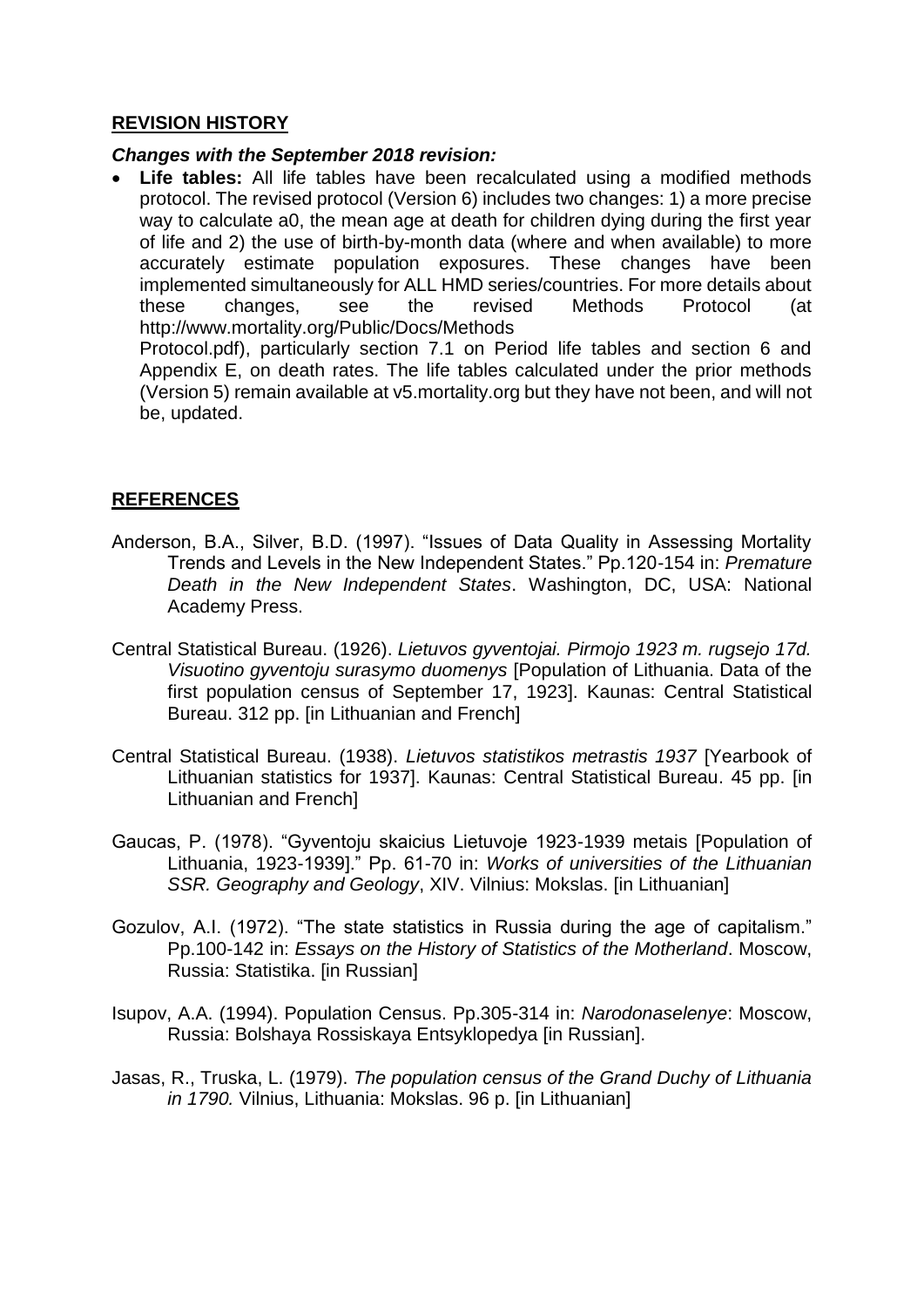## REVISION HISTORY

***Changes with the September 2018 revision:***

- **Life tables:** All life tables have been recalculated using a modified methods protocol. The revised protocol (Version 6) includes two changes: 1) a more precise way to calculate a0, the mean age at death for children dying during the first year of life and 2) the use of birth-by-month data (where and when available) to more accurately estimate population exposures. These changes have been implemented simultaneously for ALL HMD series/countries. For more details about these changes, see the revised Methods Protocol (at http://www.mortality.org/Public/Docs/Methods Protocol.pdf), particularly section 7.1 on Period life tables and section 6 and Appendix E, on death rates. The life tables calculated under the prior methods (Version 5) remain available at v5.mortality.org but they have not been, and will not be, updated.

## REFERENCES

Anderson, B.A., Silver, B.D. (1997). "Issues of Data Quality in Assessing Mortality Trends and Levels in the New Independent States." Pp.120-154 in: *Premature Death in the New Independent States*. Washington, DC, USA: National Academy Press.

Central Statistical Bureau. (1926). *Lietuvos gyventojai. Pirmojo 1923 m. rugsejo 17d. Visuotino gyventoju surasymo duomenys* [Population of Lithuania. Data of the first population census of September 17, 1923]. Kaunas: Central Statistical Bureau. 312 pp. [in Lithuanian and French]

Central Statistical Bureau. (1938). *Lietuvos statistikos metrastis 1937* [Yearbook of Lithuanian statistics for 1937]. Kaunas: Central Statistical Bureau. 45 pp. [in Lithuanian and French]

Gaucas, P. (1978). "Gyventoju skaicius Lietuvoje 1923-1939 metais [Population of Lithuania, 1923-1939]." Pp. 61-70 in: *Works of universities of the Lithuanian SSR. Geography and Geology*, XIV. Vilnius: Mokslas. [in Lithuanian]

Gozulov, A.I. (1972). "The state statistics in Russia during the age of capitalism." Pp.100-142 in: *Essays on the History of Statistics of the Motherland*. Moscow, Russia: Statistika. [in Russian]

Isupov, A.A. (1994). Population Census. Pp.305-314 in: *Narodonaselenye*: Moscow, Russia: Bolshaya Rossiskaya Entsyklopedya [in Russian].

Jasas, R., Truska, L. (1979). *The population census of the Grand Duchy of Lithuania in 1790.* Vilnius, Lithuania: Mokslas. 96 p. [in Lithuanian]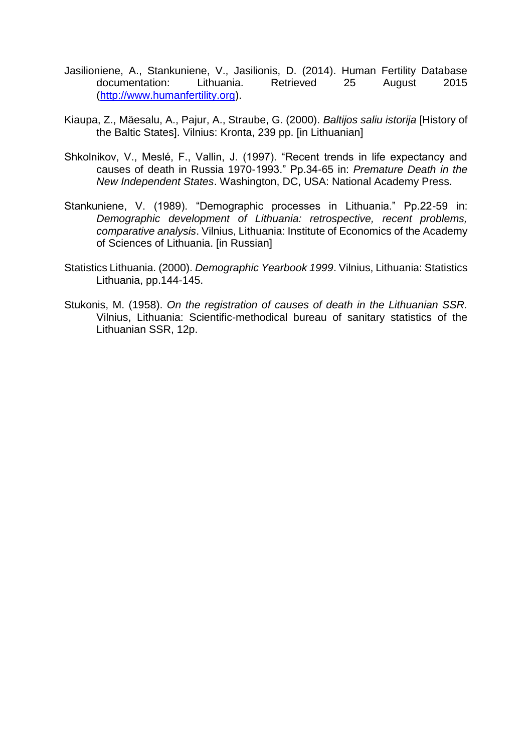Jasilioniene, A., Stankuniene, V., Jasilionis, D. (2014). Human Fertility Database documentation: Lithuania. Retrieved 25 August 2015 (http://www.humanfertility.org).

Kiaupa, Z., Mäesalu, A., Pajur, A., Straube, G. (2000). *Baltijos saliu istorija* [History of the Baltic States]. Vilnius: Kronta, 239 pp. [in Lithuanian]

Shkolnikov, V., Meslé, F., Vallin, J. (1997). "Recent trends in life expectancy and causes of death in Russia 1970-1993." Pp.34-65 in: *Premature Death in the New Independent States*. Washington, DC, USA: National Academy Press.

Stankuniene, V. (1989). "Demographic processes in Lithuania." Pp.22-59 in: *Demographic development of Lithuania: retrospective, recent problems, comparative analysis*. Vilnius, Lithuania: Institute of Economics of the Academy of Sciences of Lithuania. [in Russian]

Statistics Lithuania. (2000). *Demographic Yearbook 1999*. Vilnius, Lithuania: Statistics Lithuania, pp.144-145.

Stukonis, M. (1958). *On the registration of causes of death in the Lithuanian SSR.* Vilnius, Lithuania: Scientific-methodical bureau of sanitary statistics of the Lithuanian SSR, 12p.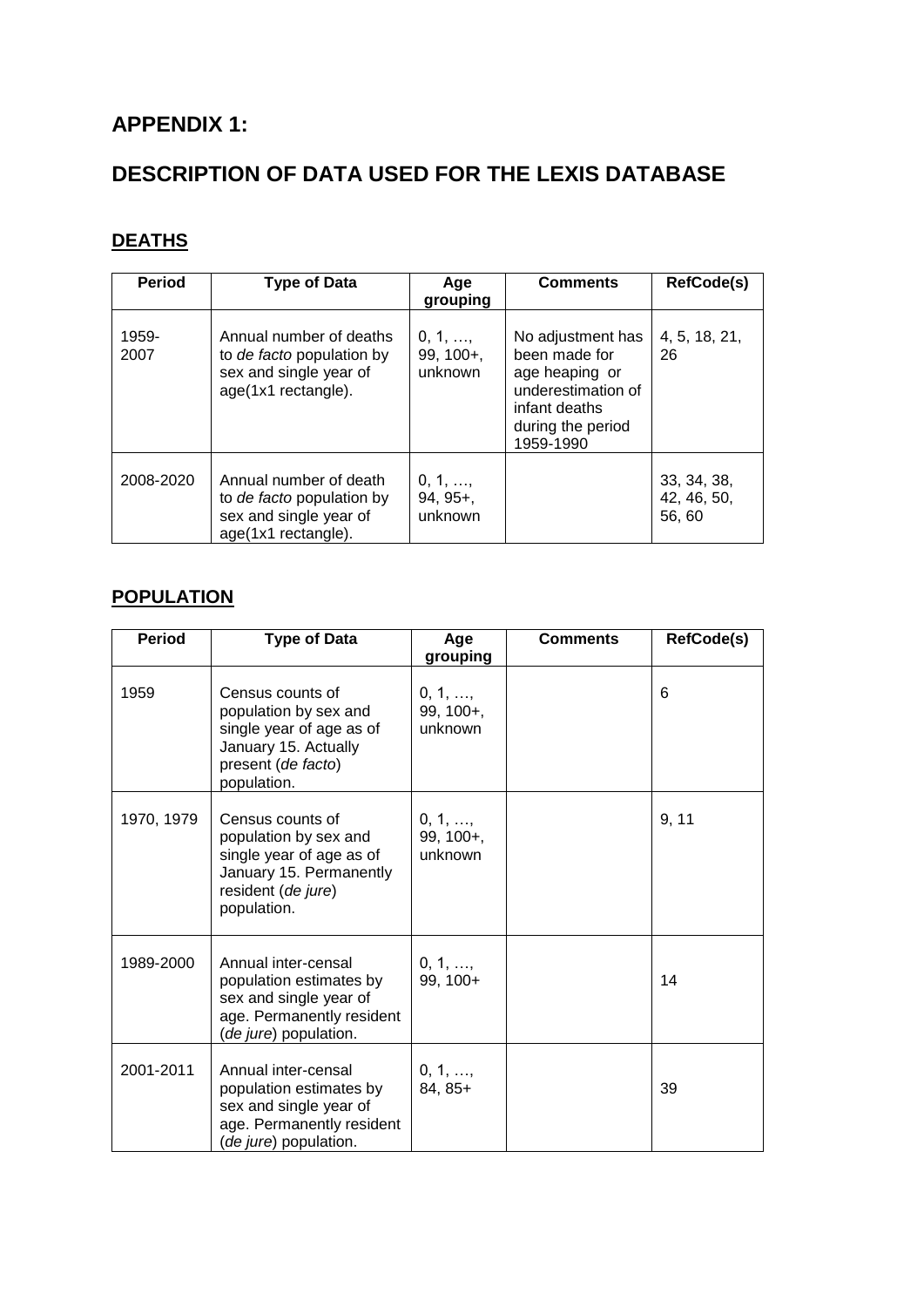## APPENDIX 1:

## DESCRIPTION OF DATA USED FOR THE LEXIS DATABASE

### DEATHS

| Period | Type of Data | Age grouping | Comments | RefCode(s) |
|---|---|---|---|---|
| 1959-2007 | Annual number of deaths to *de facto* population by sex and single year of age(1x1 rectangle). | 0, 1, …, 99, 100+, unknown | No adjustment has been made for age heaping or underestimation of infant deaths during the period 1959-1990 | 4, 5, 18, 21, 26 |
| 2008-2020 | Annual number of death to *de facto* population by sex and single year of age(1x1 rectangle). | 0, 1, …, 94, 95+, unknown | | 33, 34, 38, 42, 46, 50, 56, 60 |

### POPULATION

| Period | Type of Data | Age grouping | Comments | RefCode(s) |
|---|---|---|---|---|
| 1959 | Census counts of population by sex and single year of age as of January 15. Actually present (*de facto*) population. | 0, 1, …, 99, 100+, unknown | | 6 |
| 1970, 1979 | Census counts of population by sex and single year of age as of January 15. Permanently resident (*de jure*) population. | 0, 1, …, 99, 100+, unknown | | 9, 11 |
| 1989-2000 | Annual inter-censal population estimates by sex and single year of age. Permanently resident (*de jure*) population. | 0, 1, …, 99, 100+ | | 14 |
| 2001-2011 | Annual inter-censal population estimates by sex and single year of age. Permanently resident (*de jure*) population. | 0, 1, …, 84, 85+ | | 39 |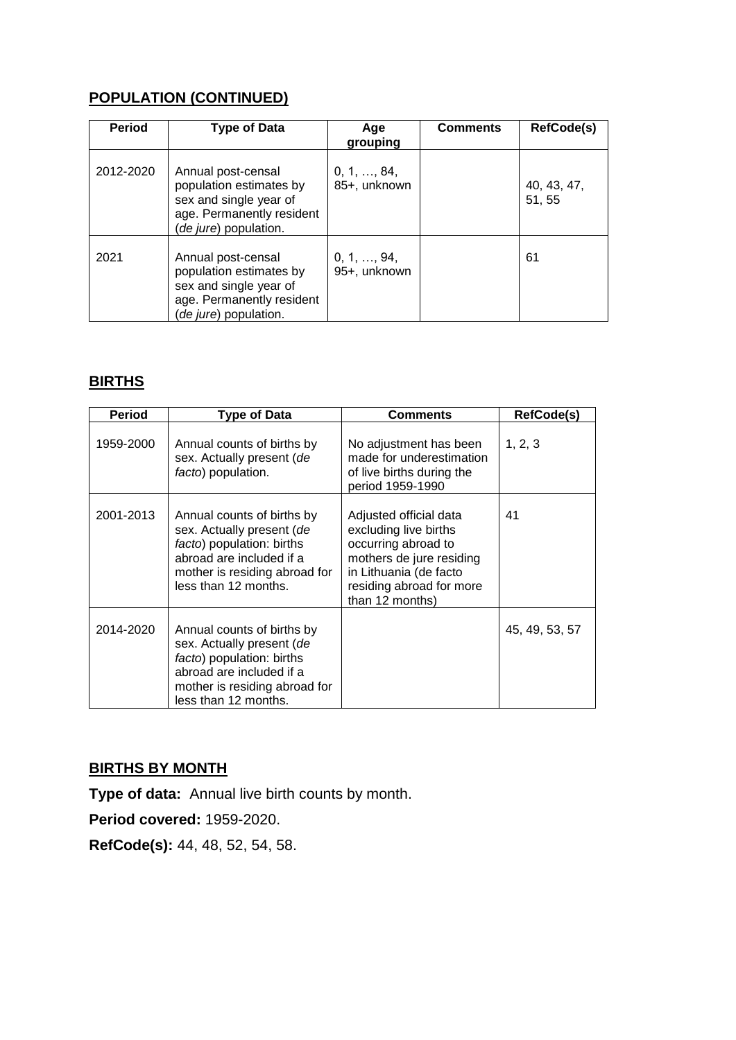**POPULATION (CONTINUED)**

| Period | Type of Data | Age grouping | Comments | RefCode(s) |
|---|---|---|---|---|
| 2012-2020 | Annual post-censal population estimates by sex and single year of age. Permanently resident (*de jure*) population. | 0, 1, …, 84, 85+, unknown | | 40, 43, 47, 51, 55 |
| 2021 | Annual post-censal population estimates by sex and single year of age. Permanently resident (*de jure*) population. | 0, 1, …, 94, 95+, unknown | | 61 |

**BIRTHS**

| Period | Type of Data | Comments | RefCode(s) |
|---|---|---|---|
| 1959-2000 | Annual counts of births by sex. Actually present (*de facto*) population. | No adjustment has been made for underestimation of live births during the period 1959-1990 | 1, 2, 3 |
| 2001-2013 | Annual counts of births by sex. Actually present (*de facto*) population: births abroad are included if a mother is residing abroad for less than 12 months. | Adjusted official data excluding live births occurring abroad to mothers de jure residing in Lithuania (de facto residing abroad for more than 12 months) | 41 |
| 2014-2020 | Annual counts of births by sex. Actually present (*de facto*) population: births abroad are included if a mother is residing abroad for less than 12 months. | | 45, 49, 53, 57 |

**BIRTHS BY MONTH**

**Type of data:** Annual live birth counts by month.

**Period covered:** 1959-2020.

**RefCode(s):** 44, 48, 52, 54, 58.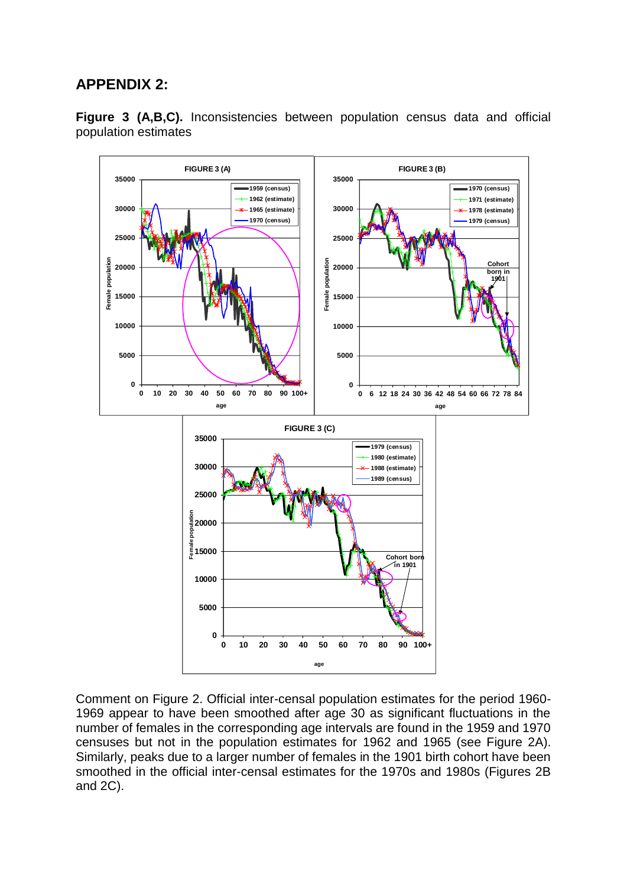## APPENDIX 2:

**Figure 3 (A,B,C).** Inconsistencies between population census data and official population estimates

Comment on Figure 2. Official inter-censal population estimates for the period 1960-1969 appear to have been smoothed after age 30 as significant fluctuations in the number of females in the corresponding age intervals are found in the 1959 and 1970 censuses but not in the population estimates for 1962 and 1965 (see Figure 2A). Similarly, peaks due to a larger number of females in the 1901 birth cohort have been smoothed in the official inter-censal estimates for the 1970s and 1980s (Figures 2B and 2C).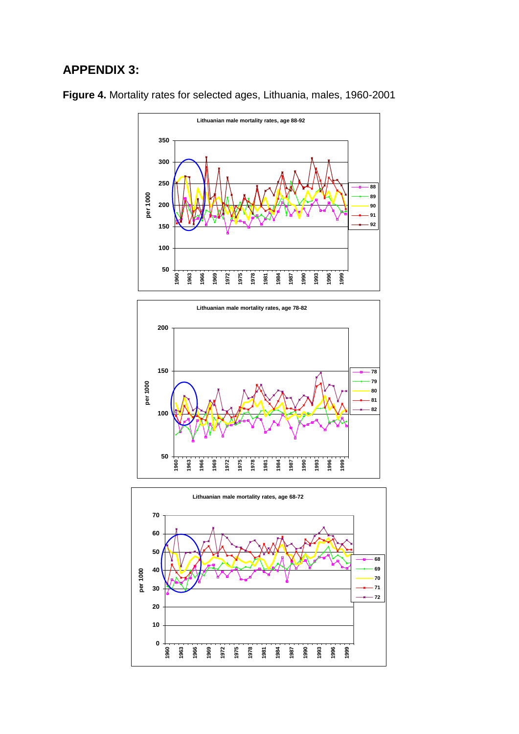## APPENDIX 3:

**Figure 4.** Mortality rates for selected ages, Lithuania, males, 1960-2001

**Lithuanian male mortality rates, age 88-92**

per 1000

350
300
250
200
150
100
50

1960 1963 1966 1969 1972 1975 1978 1981 1984 1987 1990 1993 1996 1999

88
89
90
91
92

**Lithuanian male mortality rates, age 78-82**

per 1000

200
150
100
50

1960 1963 1966 1969 1972 1975 1978 1981 1984 1987 1990 1993 1996 1999

78
79
80
81
82

**Lithuanian male mortality rates, age 68-72**

per 1000

70
60
50
40
30
20
10
0

1960 1963 1966 1969 1972 1975 1978 1981 1984 1987 1990 1993 1996 1999

68
69
70
71
72